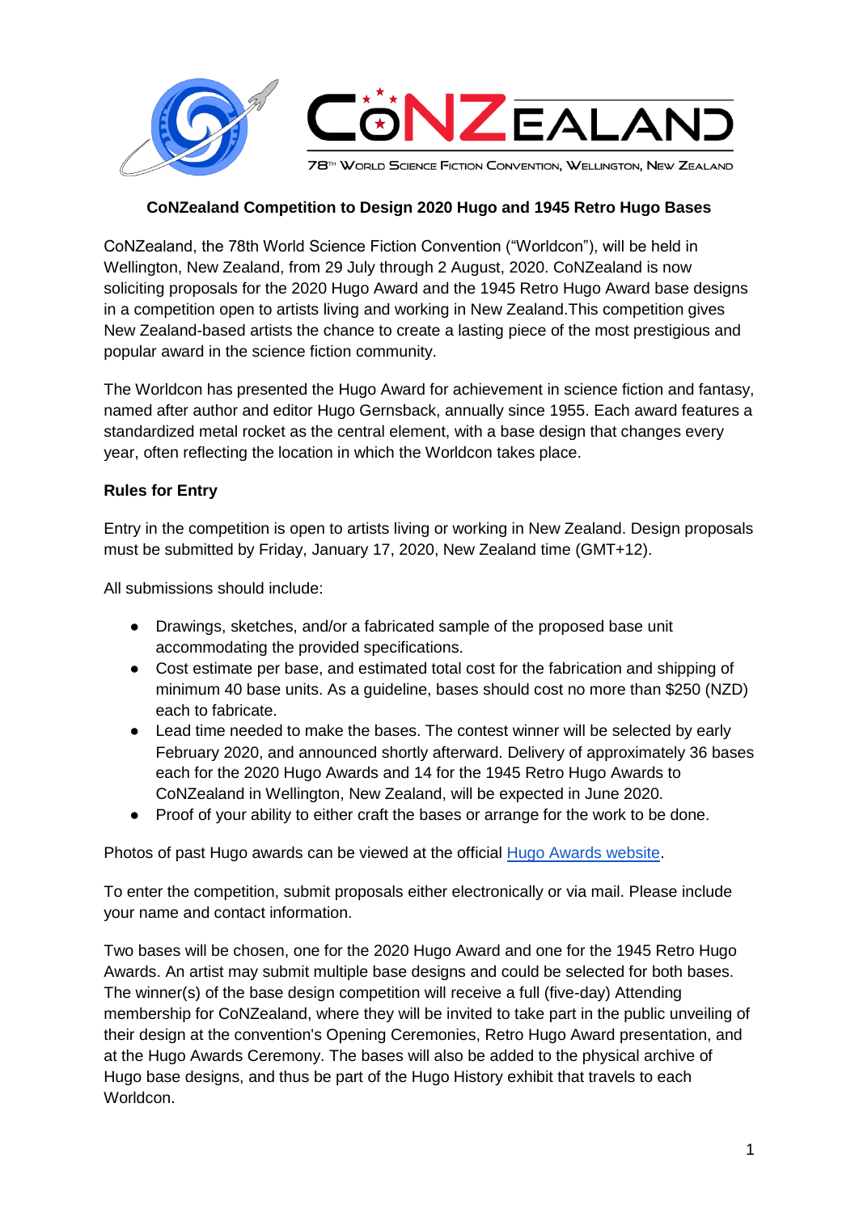# CoNZealand

78th World Science Fiction Convention, Wellington, New Zealand

**CoNZealand Competition to Design 2020 Hugo and 1945 Retro Hugo Bases**

CoNZealand, the 78th World Science Fiction Convention ("Worldcon"), will be held in Wellington, New Zealand, from 29 July through 2 August, 2020. CoNZealand is now soliciting proposals for the 2020 Hugo Award and the 1945 Retro Hugo Award base designs in a competition open to artists living and working in New Zealand.This competition gives New Zealand-based artists the chance to create a lasting piece of the most prestigious and popular award in the science fiction community.

The Worldcon has presented the Hugo Award for achievement in science fiction and fantasy, named after author and editor Hugo Gernsback, annually since 1955. Each award features a standardized metal rocket as the central element, with a base design that changes every year, often reflecting the location in which the Worldcon takes place.

**Rules for Entry**

Entry in the competition is open to artists living or working in New Zealand. Design proposals must be submitted by Friday, January 17, 2020, New Zealand time (GMT+12).

All submissions should include:

- Drawings, sketches, and/or a fabricated sample of the proposed base unit accommodating the provided specifications.
- Cost estimate per base, and estimated total cost for the fabrication and shipping of minimum 40 base units. As a guideline, bases should cost no more than $250 (NZD) each to fabricate.
- Lead time needed to make the bases. The contest winner will be selected by early February 2020, and announced shortly afterward. Delivery of approximately 36 bases each for the 2020 Hugo Awards and 14 for the 1945 Retro Hugo Awards to CoNZealand in Wellington, New Zealand, will be expected in June 2020.
- Proof of your ability to either craft the bases or arrange for the work to be done.

Photos of past Hugo awards can be viewed at the official Hugo Awards website.

To enter the competition, submit proposals either electronically or via mail. Please include your name and contact information.

Two bases will be chosen, one for the 2020 Hugo Award and one for the 1945 Retro Hugo Awards. An artist may submit multiple base designs and could be selected for both bases. The winner(s) of the base design competition will receive a full (five-day) Attending membership for CoNZealand, where they will be invited to take part in the public unveiling of their design at the convention's Opening Ceremonies, Retro Hugo Award presentation, and at the Hugo Awards Ceremony. The bases will also be added to the physical archive of Hugo base designs, and thus be part of the Hugo History exhibit that travels to each Worldcon.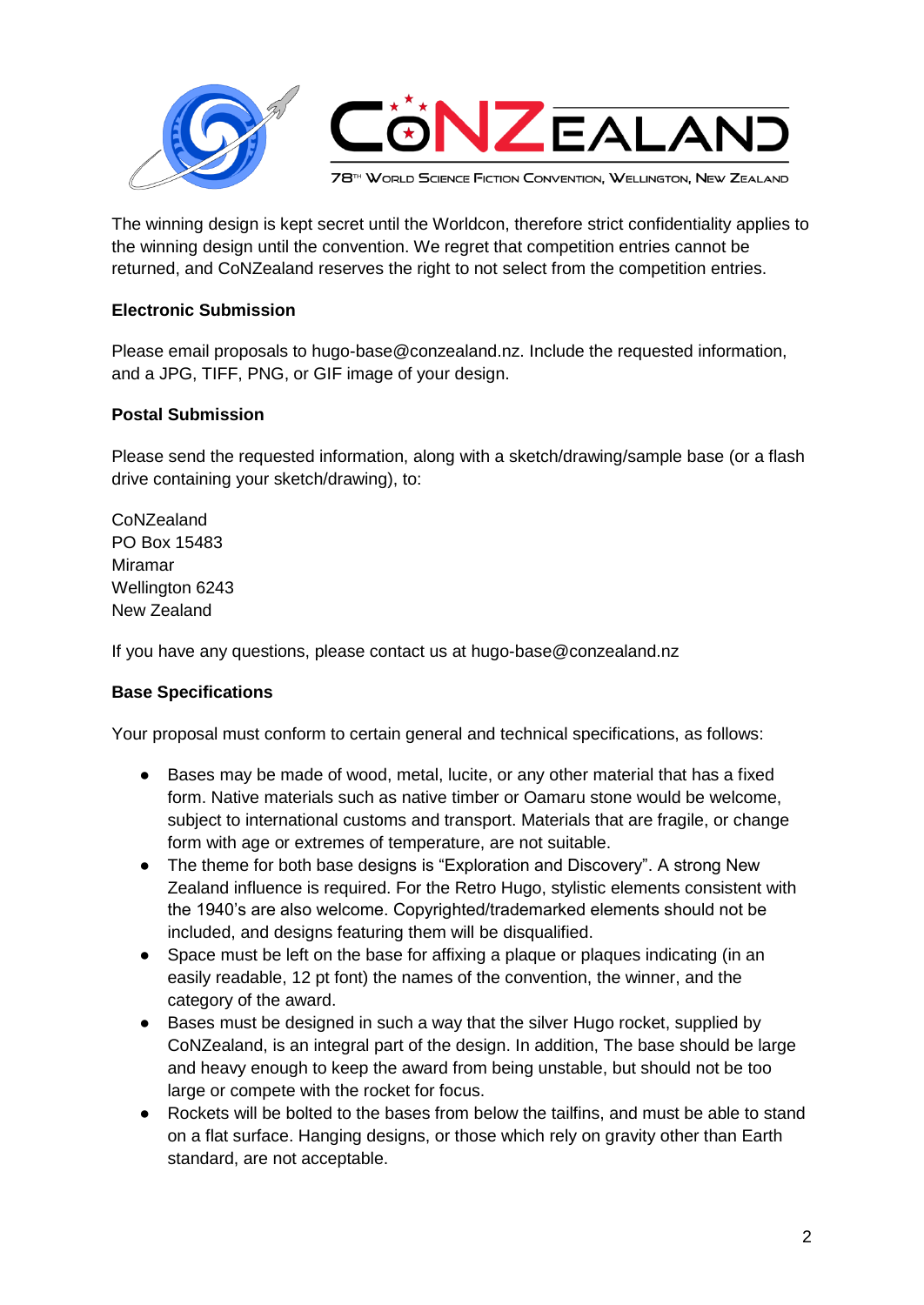The winning design is kept secret until the Worldcon, therefore strict confidentiality applies to the winning design until the convention. We regret that competition entries cannot be returned, and CoNZealand reserves the right to not select from the competition entries.

**Electronic Submission**

Please email proposals to hugo-base@conzealand.nz. Include the requested information, and a JPG, TIFF, PNG, or GIF image of your design.

**Postal Submission**

Please send the requested information, along with a sketch/drawing/sample base (or a flash drive containing your sketch/drawing), to:

CoNZealand
PO Box 15483
Miramar
Wellington 6243
New Zealand

If you have any questions, please contact us at hugo-base@conzealand.nz

**Base Specifications**

Your proposal must conform to certain general and technical specifications, as follows:

- Bases may be made of wood, metal, lucite, or any other material that has a fixed form. Native materials such as native timber or Oamaru stone would be welcome, subject to international customs and transport. Materials that are fragile, or change form with age or extremes of temperature, are not suitable.
- The theme for both base designs is "Exploration and Discovery". A strong New Zealand influence is required. For the Retro Hugo, stylistic elements consistent with the 1940's are also welcome. Copyrighted/trademarked elements should not be included, and designs featuring them will be disqualified.
- Space must be left on the base for affixing a plaque or plaques indicating (in an easily readable, 12 pt font) the names of the convention, the winner, and the category of the award.
- Bases must be designed in such a way that the silver Hugo rocket, supplied by CoNZealand, is an integral part of the design. In addition, The base should be large and heavy enough to keep the award from being unstable, but should not be too large or compete with the rocket for focus.
- Rockets will be bolted to the bases from below the tailfins, and must be able to stand on a flat surface. Hanging designs, or those which rely on gravity other than Earth standard, are not acceptable.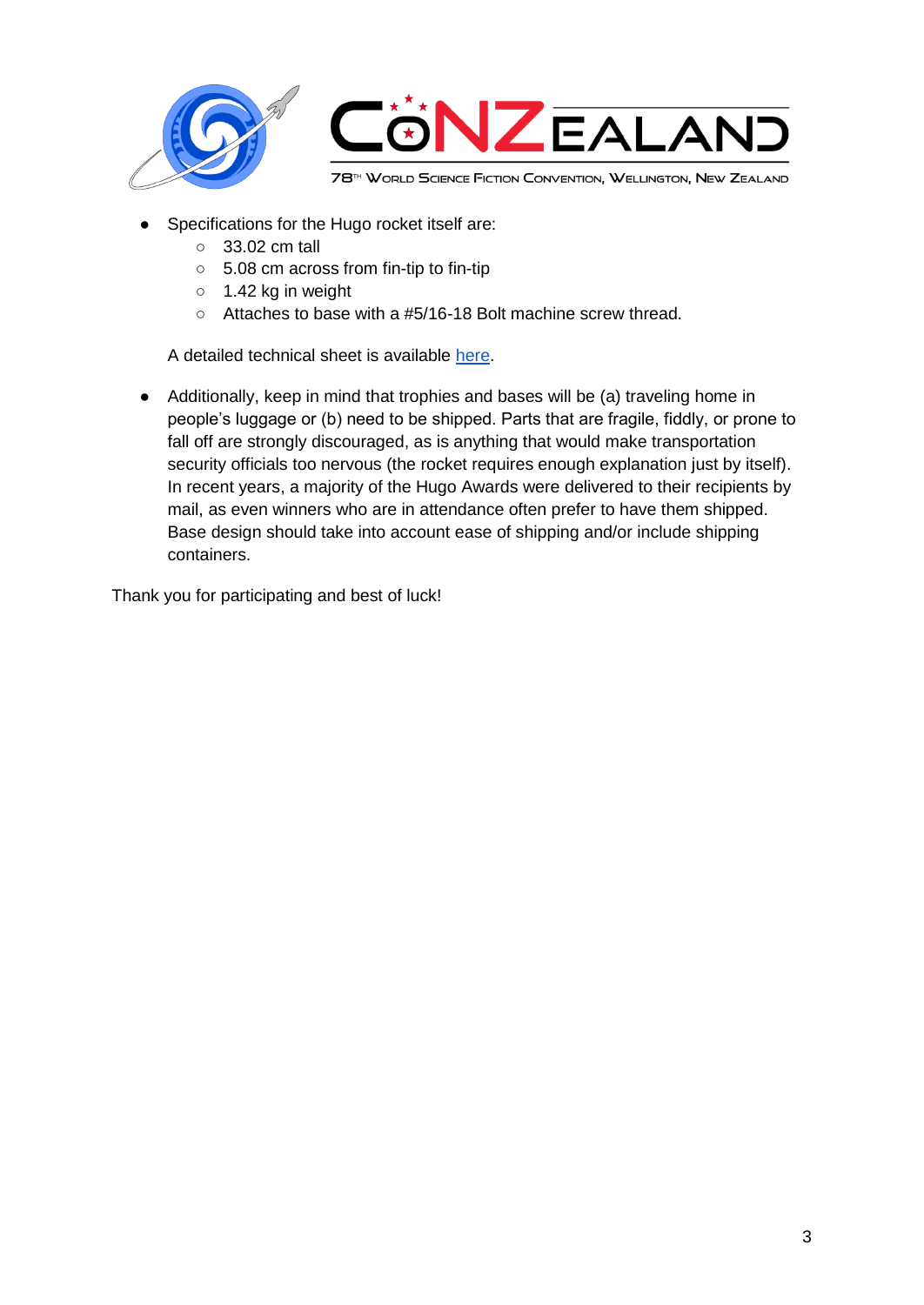- Specifications for the Hugo rocket itself are:
    - 33.02 cm tall
    - 5.08 cm across from fin-tip to fin-tip
    - 1.42 kg in weight
    - Attaches to base with a #5/16-18 Bolt machine screw thread.

  A detailed technical sheet is available here.

- Additionally, keep in mind that trophies and bases will be (a) traveling home in people's luggage or (b) need to be shipped. Parts that are fragile, fiddly, or prone to fall off are strongly discouraged, as is anything that would make transportation security officials too nervous (the rocket requires enough explanation just by itself). In recent years, a majority of the Hugo Awards were delivered to their recipients by mail, as even winners who are in attendance often prefer to have them shipped. Base design should take into account ease of shipping and/or include shipping containers.

Thank you for participating and best of luck!